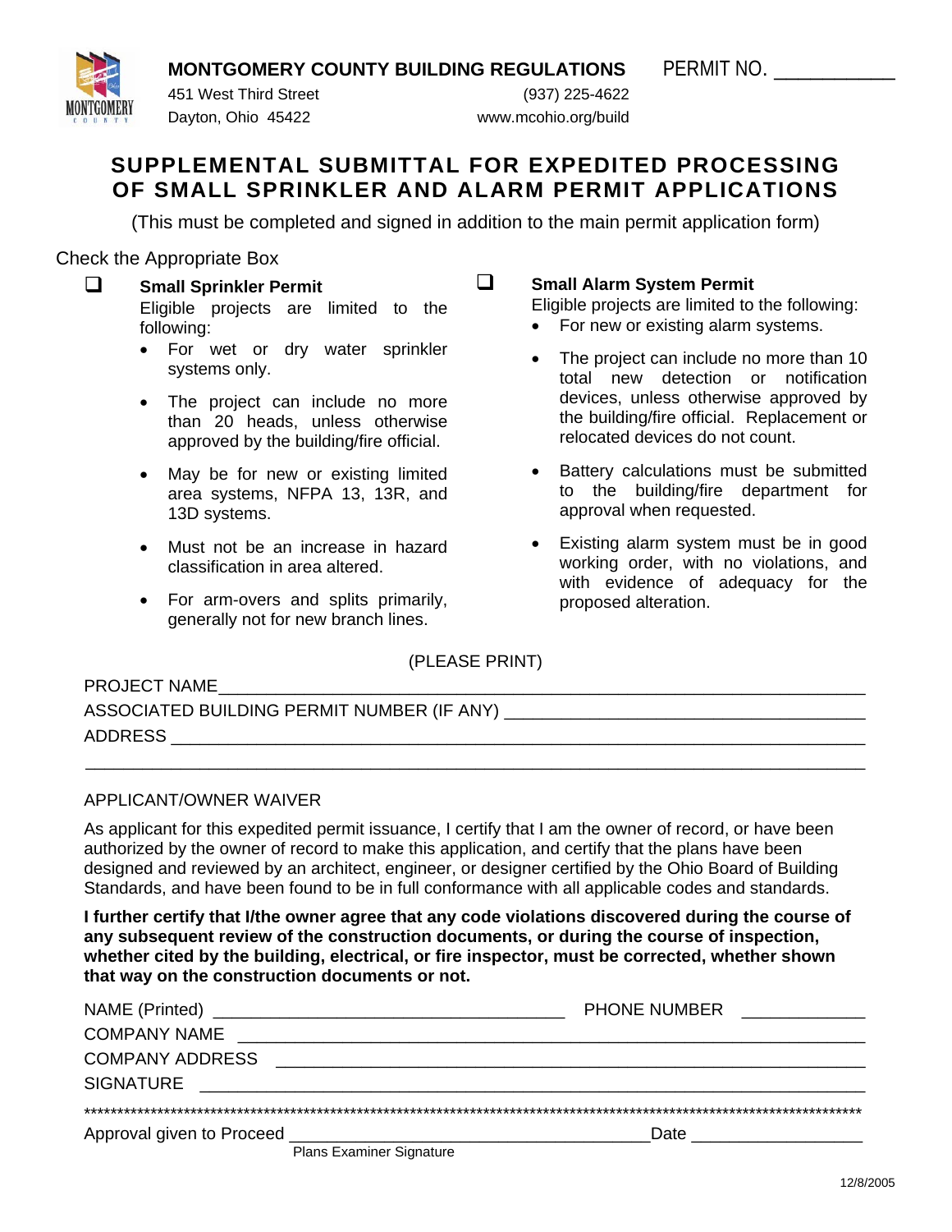**MONTGOMERY COUNTY BUILDING REGULATIONS**

451 West Third Street
Dayton, Ohio 45422

(937) 225-4622
www.mcohio.org/build

PERMIT NO. ___________

# SUPPLEMENTAL SUBMITTAL FOR EXPEDITED PROCESSING OF SMALL SPRINKLER AND ALARM PERMIT APPLICATIONS

(This must be completed and signed in addition to the main permit application form)

Check the Appropriate Box

☐ **Small Sprinkler Permit**

Eligible projects are limited to the following:

- For wet or dry water sprinkler systems only.
- The project can include no more than 20 heads, unless otherwise approved by the building/fire official.
- May be for new or existing limited area systems, NFPA 13, 13R, and 13D systems.
- Must not be an increase in hazard classification in area altered.
- For arm-overs and splits primarily, generally not for new branch lines.

☐ **Small Alarm System Permit**

Eligible projects are limited to the following:

- For new or existing alarm systems.
- The project can include no more than 10 total new detection or notification devices, unless otherwise approved by the building/fire official. Replacement or relocated devices do not count.
- Battery calculations must be submitted to the building/fire department for approval when requested.
- Existing alarm system must be in good working order, with no violations, and with evidence of adequacy for the proposed alteration.

(PLEASE PRINT)

PROJECT NAME_______________________________________________

ASSOCIATED BUILDING PERMIT NUMBER (IF ANY) ______________________

ADDRESS ___________________________________________________

___________________________________________________________

APPLICANT/OWNER WAIVER

As applicant for this expedited permit issuance, I certify that I am the owner of record, or have been authorized by the owner of record to make this application, and certify that the plans have been designed and reviewed by an architect, engineer, or designer certified by the Ohio Board of Building Standards, and have been found to be in full conformance with all applicable codes and standards.

**I further certify that I/the owner agree that any code violations discovered during the course of any subsequent review of the construction documents, or during the course of inspection, whether cited by the building, electrical, or fire inspector, must be corrected, whether shown that way on the construction documents or not.**

NAME (Printed) ______________________________ PHONE NUMBER ____________

COMPANY NAME _____________________________________________

COMPANY ADDRESS ___________________________________________

SIGNATURE ________________________________________________

*************************************************************************************************************

Approval given to Proceed ______________________________ Date ________________

Plans Examiner Signature

12/8/2005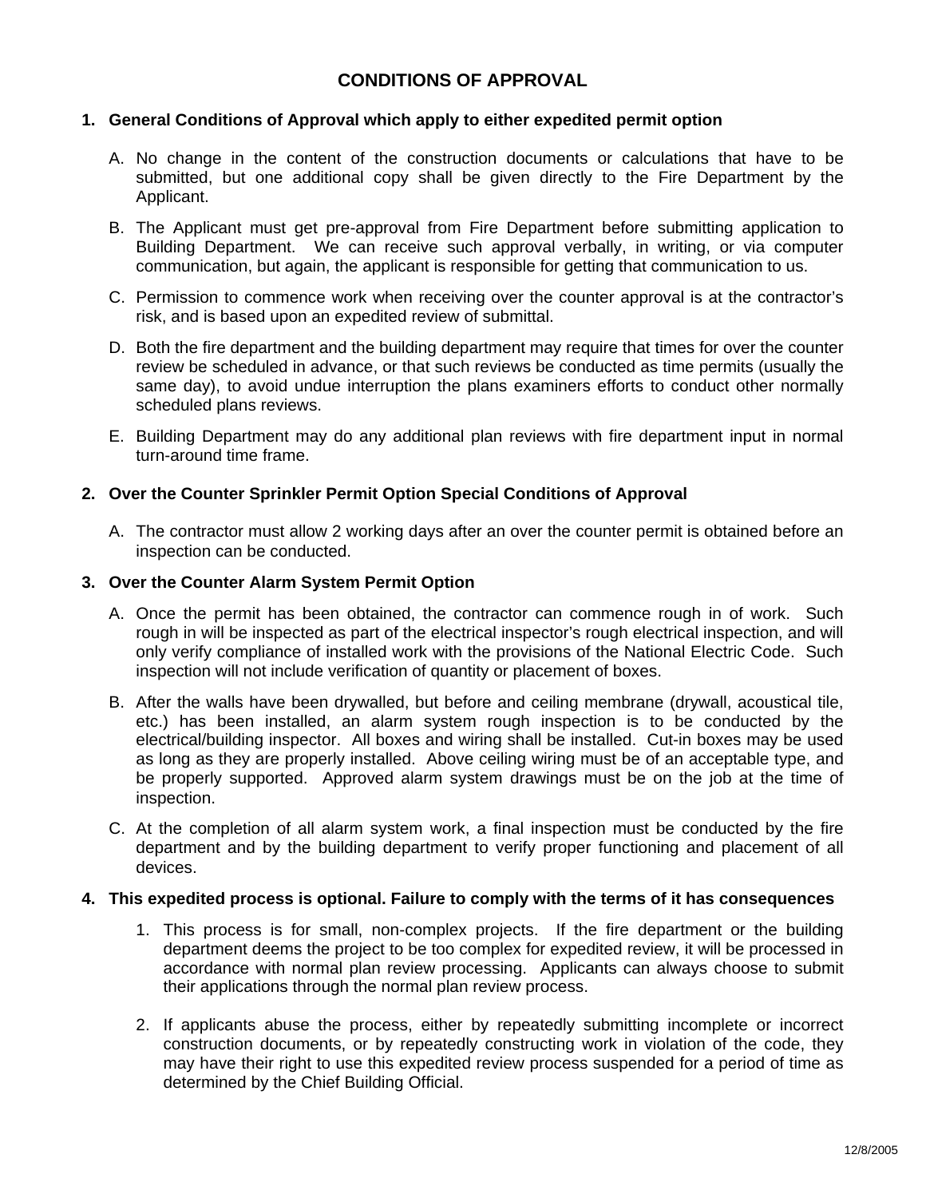# CONDITIONS OF APPROVAL

**1. General Conditions of Approval which apply to either expedited permit option**

A. No change in the content of the construction documents or calculations that have to be submitted, but one additional copy shall be given directly to the Fire Department by the Applicant.

B. The Applicant must get pre-approval from Fire Department before submitting application to Building Department. We can receive such approval verbally, in writing, or via computer communication, but again, the applicant is responsible for getting that communication to us.

C. Permission to commence work when receiving over the counter approval is at the contractor's risk, and is based upon an expedited review of submittal.

D. Both the fire department and the building department may require that times for over the counter review be scheduled in advance, or that such reviews be conducted as time permits (usually the same day), to avoid undue interruption the plans examiners efforts to conduct other normally scheduled plans reviews.

E. Building Department may do any additional plan reviews with fire department input in normal turn-around time frame.

**2. Over the Counter Sprinkler Permit Option Special Conditions of Approval**

A. The contractor must allow 2 working days after an over the counter permit is obtained before an inspection can be conducted.

**3. Over the Counter Alarm System Permit Option**

A. Once the permit has been obtained, the contractor can commence rough in of work. Such rough in will be inspected as part of the electrical inspector's rough electrical inspection, and will only verify compliance of installed work with the provisions of the National Electric Code. Such inspection will not include verification of quantity or placement of boxes.

B. After the walls have been drywalled, but before and ceiling membrane (drywall, acoustical tile, etc.) has been installed, an alarm system rough inspection is to be conducted by the electrical/building inspector. All boxes and wiring shall be installed. Cut-in boxes may be used as long as they are properly installed. Above ceiling wiring must be of an acceptable type, and be properly supported. Approved alarm system drawings must be on the job at the time of inspection.

C. At the completion of all alarm system work, a final inspection must be conducted by the fire department and by the building department to verify proper functioning and placement of all devices.

**4. This expedited process is optional. Failure to comply with the terms of it has consequences**

1. This process is for small, non-complex projects. If the fire department or the building department deems the project to be too complex for expedited review, it will be processed in accordance with normal plan review processing. Applicants can always choose to submit their applications through the normal plan review process.

2. If applicants abuse the process, either by repeatedly submitting incomplete or incorrect construction documents, or by repeatedly constructing work in violation of the code, they may have their right to use this expedited review process suspended for a period of time as determined by the Chief Building Official.

12/8/2005